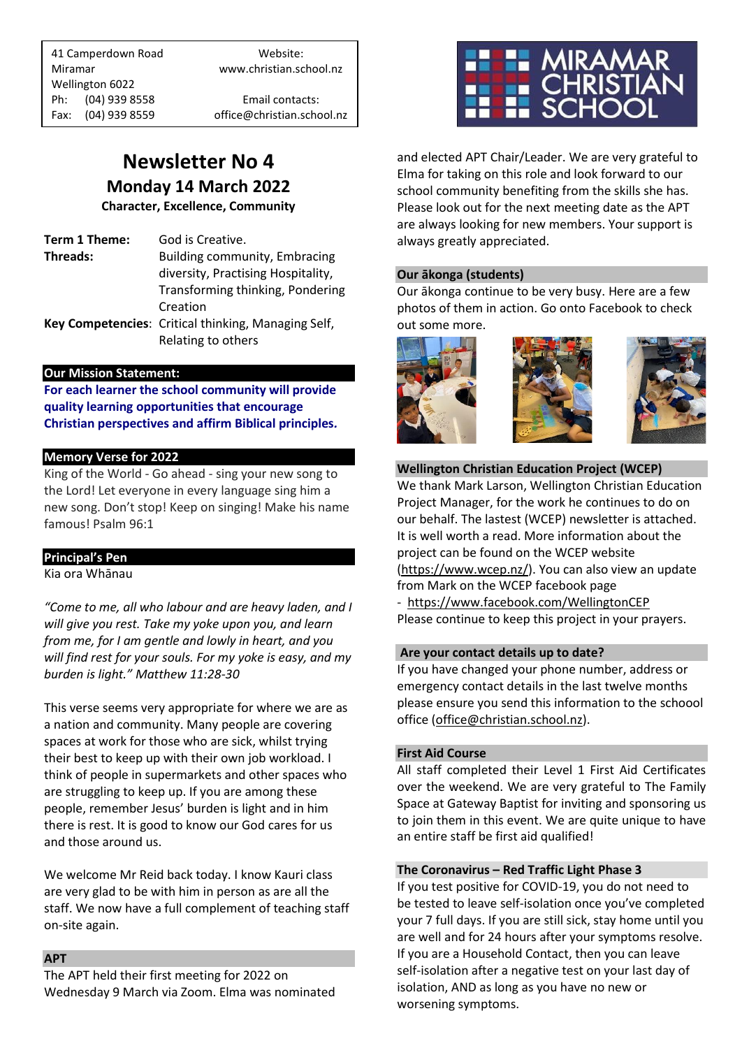41 Camperdown Road
Miramar
Wellington 6022
Ph: (04) 939 8558
Fax: (04) 939 8559

Website:
www.christian.school.nz

Email contacts:
office@christian.school.nz

MIRAMAR CHRISTIAN SCHOOL

# Newsletter No 4

## Monday 14 March 2022

**Character, Excellence, Community**

**Term 1 Theme:** God is Creative.
**Threads:** Building community, Embracing diversity, Practising Hospitality, Transforming thinking, Pondering Creation
**Key Competencies:** Critical thinking, Managing Self, Relating to others

### Our Mission Statement:

**For each learner the school community will provide quality learning opportunities that encourage Christian perspectives and affirm Biblical principles.**

### Memory Verse for 2022

King of the World - Go ahead - sing your new song to the Lord! Let everyone in every language sing him a new song. Don't stop! Keep on singing! Make his name famous! Psalm 96:1

### Principal's Pen

Kia ora Whānau

*"Come to me, all who labour and are heavy laden, and I will give you rest. Take my yoke upon you, and learn from me, for I am gentle and lowly in heart, and you will find rest for your souls. For my yoke is easy, and my burden is light." Matthew 11:28-30*

This verse seems very appropriate for where we are as a nation and community. Many people are covering spaces at work for those who are sick, whilst trying their best to keep up with their own job workload. I think of people in supermarkets and other spaces who are struggling to keep up. If you are among these people, remember Jesus' burden is light and in him there is rest. It is good to know our God cares for us and those around us.

We welcome Mr Reid back today. I know Kauri class are very glad to be with him in person as are all the staff. We now have a full complement of teaching staff on-site again.

### APT

The APT held their first meeting for 2022 on Wednesday 9 March via Zoom. Elma was nominated and elected APT Chair/Leader. We are very grateful to Elma for taking on this role and look forward to our school community benefiting from the skills she has. Please look out for the next meeting date as the APT are always looking for new members. Your support is always greatly appreciated.

### Our ākonga (students)

Our ākonga continue to be very busy. Here are a few photos of them in action. Go onto Facebook to check out some more.

### Wellington Christian Education Project (WCEP)

We thank Mark Larson, Wellington Christian Education Project Manager, for the work he continues to do on our behalf. The lastest (WCEP) newsletter is attached. It is well worth a read. More information about the project can be found on the WCEP website (https://www.wcep.nz/). You can also view an update from Mark on the WCEP facebook page
- https://www.facebook.com/WellingtonCEP

Please continue to keep this project in your prayers.

### Are your contact details up to date?

If you have changed your phone number, address or emergency contact details in the last twelve months please ensure you send this information to the schoool office (office@christian.school.nz).

### First Aid Course

All staff completed their Level 1 First Aid Certificates over the weekend. We are very grateful to The Family Space at Gateway Baptist for inviting and sponsoring us to join them in this event. We are quite unique to have an entire staff be first aid qualified!

### The Coronavirus – Red Traffic Light Phase 3

If you test positive for COVID-19, you do not need to be tested to leave self-isolation once you've completed your 7 full days. If you are still sick, stay home until you are well and for 24 hours after your symptoms resolve. If you are a Household Contact, then you can leave self-isolation after a negative test on your last day of isolation, AND as long as you have no new or worsening symptoms.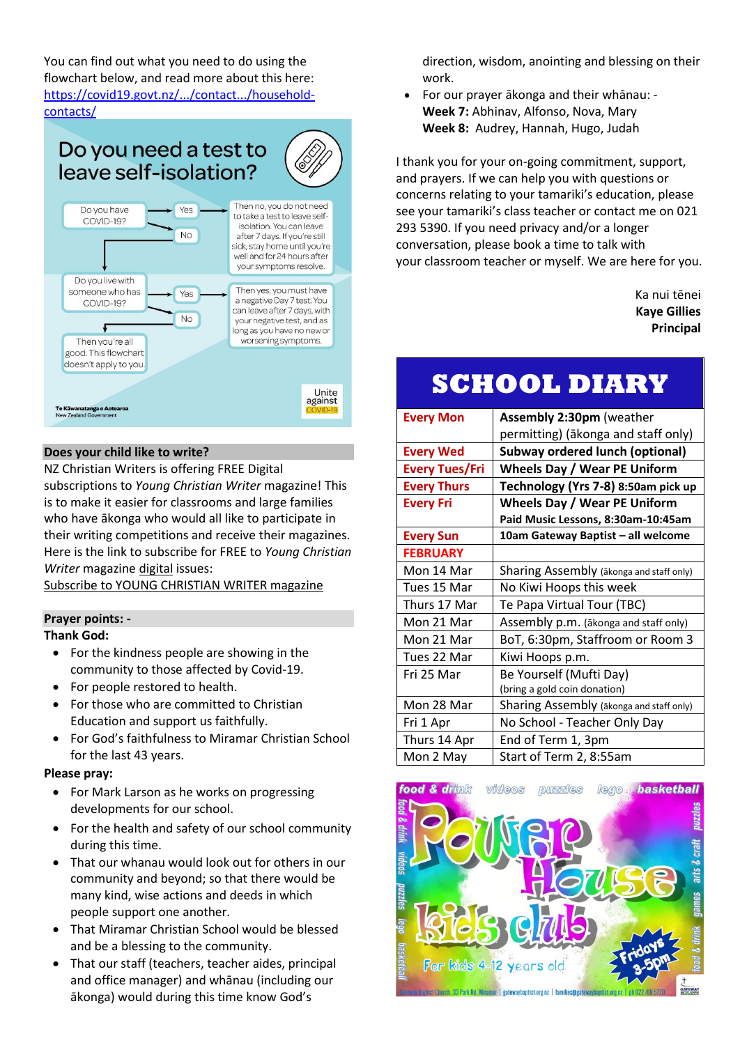You can find out what you need to do using the flowchart below, and read more about this here: https://covid19.govt.nz/.../contact.../household-contacts/

Do you need a test to leave self-isolation?

Do you have COVID-19? → Yes → Then no, you do not need to take a test to leave self-isolation. You can leave after 7 days. If you're still sick, stay home until you're well and for 24 hours after your symptoms resolve.

No → Do you live with someone who has COVID-19? → Yes → Then yes, you must have a negative Day 7 test. You can leave after 7 days, with your negative test, and as long as you have no new or worsening symptoms.

No → Then you're all good. This flowchart doesn't apply to you.

Te Kāwanatanga o Aotearoa New Zealand Government — Unite against COVID-19

### Does your child like to write?

NZ Christian Writers is offering FREE Digital subscriptions to *Young Christian Writer* magazine! This is to make it easier for classrooms and large families who have ākonga who would all like to participate in their writing competitions and receive their magazines. Here is the link to subscribe for FREE to *Young Christian Writer* magazine digital issues:
Subscribe to YOUNG CHRISTIAN WRITER magazine

### Prayer points: -

**Thank God:**

- For the kindness people are showing in the community to those affected by Covid-19.
- For people restored to health.
- For those who are committed to Christian Education and support us faithfully.
- For God's faithfulness to Miramar Christian School for the last 43 years.

**Please pray:**

- For Mark Larson as he works on progressing developments for our school.
- For the health and safety of our school community during this time.
- That our whanau would look out for others in our community and beyond; so that there would be many kind, wise actions and deeds in which people support one another.
- That Miramar Christian School would be blessed and be a blessing to the community.
- That our staff (teachers, teacher aides, principal and office manager) and whānau (including our ākonga) would during this time know God's direction, wisdom, anointing and blessing on their work.
- For our prayer ākonga and their whānau: -
  **Week 7:** Abhinav, Alfonso, Nova, Mary
  **Week 8:** Audrey, Hannah, Hugo, Judah

I thank you for your on-going commitment, support, and prayers. If we can help you with questions or concerns relating to your tamariki's education, please see your tamariki's class teacher or contact me on 021 293 5390. If you need privacy and/or a longer conversation, please book a time to talk with your classroom teacher or myself. We are here for you.

Ka nui tēnei
**Kaye Gillies**
**Principal**

## SCHOOL DIARY

| | |
|---|---|
| **Every Mon** | **Assembly 2:30pm** (weather permitting) (ākonga and staff only) |
| **Every Wed** | **Subway ordered lunch (optional)** |
| **Every Tues/Fri** | **Wheels Day / Wear PE Uniform** |
| **Every Thurs** | **Technology (Yrs 7-8) 8:50am pick up** |
| **Every Fri** | **Wheels Day / Wear PE Uniform**<br>**Paid Music Lessons, 8:30am-10:45am** |
| **Every Sun** | **10am Gateway Baptist – all welcome** |
| **FEBRUARY** | |
| Mon 14 Mar | Sharing Assembly (ākonga and staff only) |
| Tues 15 Mar | No Kiwi Hoops this week |
| Thurs 17 Mar | Te Papa Virtual Tour (TBC) |
| Mon 21 Mar | Assembly p.m. (ākonga and staff only) |
| Mon 21 Mar | BoT, 6:30pm, Staffroom or Room 3 |
| Tues 22 Mar | Kiwi Hoops p.m. |
| Fri 25 Mar | Be Yourself (Mufti Day)<br>(bring a gold coin donation) |
| Mon 28 Mar | Sharing Assembly (ākonga and staff only) |
| Fri 1 Apr | No School - Teacher Only Day |
| Thurs 14 Apr | End of Term 1, 3pm |
| Mon 2 May | Start of Term 2, 8:55am |

Power House Kids Club — food & drink, videos, puzzles, lego, basketball, arts & craft, games — For kids 4-12 years old — Fridays 3-5pm

Gateway Baptist Church, 33 Park Rd, Miramar | gatewaybaptist.org.nz | families@gatewaybaptist.org.nz | ph 022 401 5720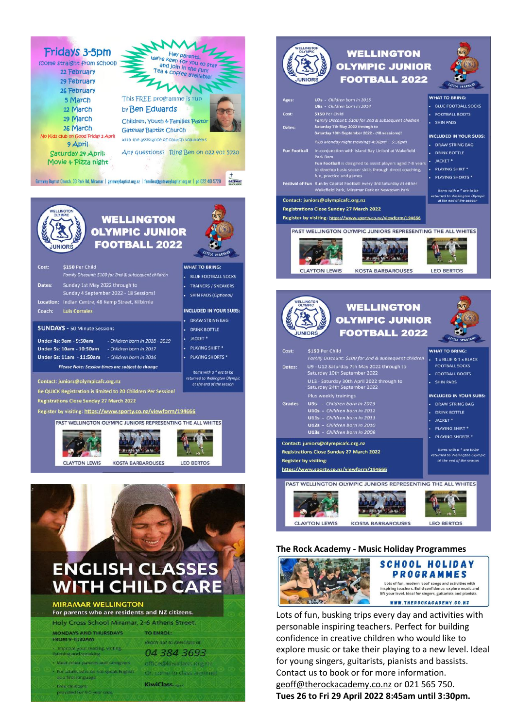Fridays 3-5pm
(come straight from school)
12 February
19 February
26 February
5 March
12 March
19 March
26 March
No Kids club on Good Friday 2 April
9 April
Saturday 24 April:
Movie + Pizza night

Hey parents, we're keen for you to stay and join in the fun! Tea + coffee available!

This FREE programme is run by Ben Edwards
Children, Youth + Families Pastor
Gateway Baptist Church
with the assistance of church volunteers

Any questions? Ring Ben on 022 401 5720

Gateway Baptist Church, 33 Park Rd, Miramar | gatewaybaptist.org.nz | families@gatewaybaptist.org.nz | ph 022 401 5720

# WELLINGTON OLYMPIC JUNIOR FOOTBALL 2022

**Cost:** $150 Per Child
*Family Discount: $100 for 2nd & subsequent children*

**Dates:** Sunday 1st May 2022 through to Sunday 4 September 2022 - 18 Sessions!

**Location:** Indian Centre, 48 Kemp Street, Kilbirnie

**Coach:** Luis Corrales

**SUNDAYS** - 50 Minute Sessions

- **Under 4s: 9am - 9:50am** - *Children born in 2018 - 2019*
- **Under 5s: 10am - 10:50am** - *Children born in 2017*
- **Under 6s: 11am - 11:50am** - *Children born in 2016*

*Please Note: Session times are subject to change*

**WHAT TO BRING:**
- BLUE FOOTBALL SOCKS
- TRAINERS / SNEAKERS
- SHIN PADS (Optional)

**INCLUDED IN YOUR SUBS:**
- DRAW STRING BAG
- DRINK BOTTLE
- JACKET *
- PLAYING SHIRT *
- PLAYING SHORTS *

*Items with a * are to be returned to Wellington Olympic at the end of the season*

Contact: juniors@olympicafc.org.nz
Be QUICK Registration is limited to 20 Children Per Session!
Registrations Close Sunday 27 March 2022
Register by visiting: https://www.sporty.co.nz/viewform/194666

PAST WELLINGTON OLYMPIC JUNIORS REPRESENTING THE ALL WHITES
CLAYTON LEWIS — KOSTA BARBAROUSES — LEO BERTOS

# ENGLISH CLASSES WITH CHILD CARE

**MIRAMAR WELLINGTON**
For parents who are residents and NZ citizens.

Holy Cross School Miramar, 2-6 Athens Street.

**MONDAYS AND THURSDAYS FROM 9-11:30AM**

- Improve your reading, writing, listening and speaking
- Meet other parents and caregivers
- For adults who do not speak English as a first language
- Free childcare provided for 0-5 year olds

**TO ENROL:**
Reach out to KiwiClass at
04 384 3693
office@kiwiclass.org.nz
Or, come to class anytime!

KiwiClass

# WELLINGTON OLYMPIC JUNIOR FOOTBALL 2022

**Ages:**
U7s - *Children born in 2015*
U8s - *Children born in 2014*

**Cost:** $150 Per Child
*Family Discount: $100 for 2nd & subsequent children*

**Dates:** Saturday 7th May 2022 through to Saturday 10th September 2022 - (18 sessions)!
*Plus Monday night trainings 4:30pm - 5:30pm*

**Fun Football:** In-conjunction with Island Bay United at Wakefield Park 8am.
Fun Football is designed to assist players aged 7-8 years to develop basic soccer skills through direct coaching, fun, practice and games

**Festival of Fun:** Run by Capital Football every 3rd Saturday at either Wakefield Park, Miramar Park or Newtown Park

**WHAT TO BRING:**
- BLUE FOOTBALL SOCKS
- FOOTBALL BOOTS
- SHIN PADS

**INCLUDED IN YOUR SUBS:**
- DRAW STRING BAG
- DRINK BOTTLE
- JACKET *
- PLAYING SHIRT *
- PLAYING SHORTS *

*Items with a * are to be returned to Wellington Olympic at the end of the season*

Contact: juniors@olympicafc.org.nz
Registrations Close Sunday 27 March 2022
Register by visiting: https://www.sporty.co.nz/viewform/194666

PAST WELLINGTON OLYMPIC JUNIORS REPRESENTING THE ALL WHITES
CLAYTON LEWIS — KOSTA BARBAROUSES — LEO BERTOS

# WELLINGTON OLYMPIC JUNIOR FOOTBALL 2022

**Cost:** $150 Per Child
*Family Discount: $100 for 2nd & subsequent children*

**Dates:** U9 - U12 Saturday 7th May 2022 through to Saturday 10th September 2022
U13 - Saturday 30th April 2022 through to Saturday 24th September 2022
Plus weekly trainings

**Grades:**
- U9s - *Children born in 2013*
- U10s - *Children born in 2012*
- U11s - *Children born in 2011*
- U12s - *Children born in 2010*
- U13s - *Children born in 2009*

**WHAT TO BRING:**
- 1 x BLUE & 1 x BLACK FOOTBALL SOCKS
- FOOTBALL BOOTS
- SHIN PADS

**INCLUDED IN YOUR SUBS:**
- DRAW STRING BAG
- DRINK BOTTLE
- JACKET *
- PLAYING SHIRT *
- PLAYING SHORTS *

*Items with a * are to be returned to Wellington Olympic at the end of the season*

Contact: juniors@olympicafc.org.nz
Registrations Close Sunday 27 March 2022
Register by visiting:
https://www.sporty.co.nz/viewform/194666

PAST WELLINGTON OLYMPIC JUNIORS REPRESENTING THE ALL WHITES
CLAYTON LEWIS — KOSTA BARBAROUSES — LEO BERTOS

## The Rock Academy - Music Holiday Programmes

**SCHOOL HOLIDAY PROGRAMMES**
Lots of fun, modern 'cool' songs and activities with inspiring teachers. Build confidence, explore music and lift your level. Ideal for singers, guitarists and pianists.
WWW.THEROCKACADEMY.CO.NZ

Lots of fun, busking trips every day and activities with personable inspiring teachers. Perfect for building confidence in creative children who would like to explore music or take their playing to a new level. Ideal for young singers, guitarists, pianists and bassists. Contact us to book or for more information. geoff@therockacademy.co.nz or 021 565 750.
**Tues 26 to Fri 29 April 2022 8:45am until 3:30pm.**